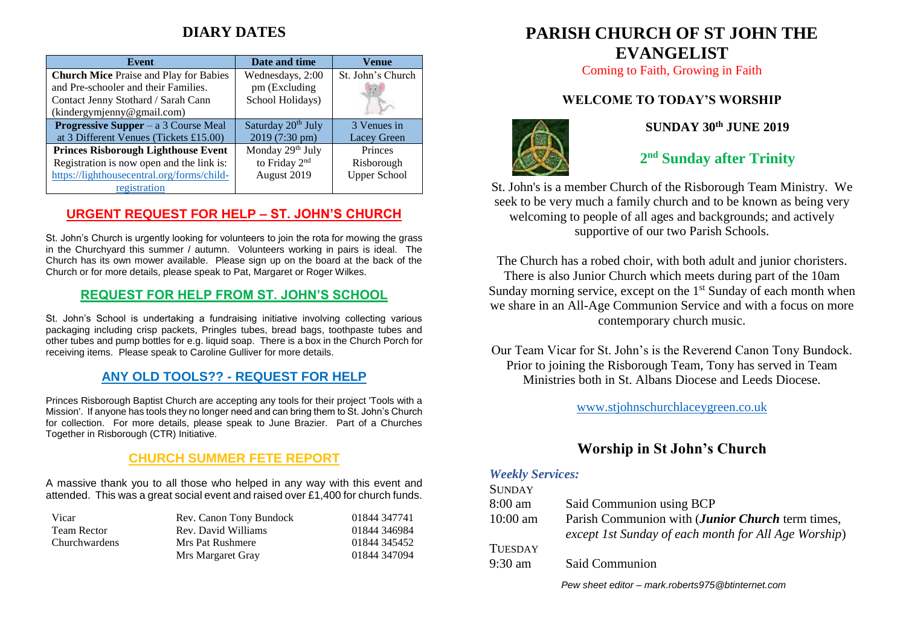## DIARY DATES

| Event | Date and time | Venue |
|---|---|---|
| **Church Mice** Praise and Play for Babies and Pre-schooler and their Families. Contact Jenny Stothard / Sarah Cann (kindergymjenny@gmail.com) | Wednesdays, 2:00 pm (Excluding School Holidays) | St. John's Church |
| **Progressive Supper** – a 3 Course Meal at 3 Different Venues (Tickets £15.00) | Saturday 20th July 2019 (7:30 pm) | 3 Venues in Lacey Green |
| **Princes Risborough Lighthouse Event** Registration is now open and the link is: https://lighthousecentral.org/forms/child-registration | Monday 29th July to Friday 2nd August 2019 | Princes Risborough Upper School |

## URGENT REQUEST FOR HELP – ST. JOHN'S CHURCH

St. John's Church is urgently looking for volunteers to join the rota for mowing the grass in the Churchyard this summer / autumn. Volunteers working in pairs is ideal. The Church has its own mower available. Please sign up on the board at the back of the Church or for more details, please speak to Pat, Margaret or Roger Wilkes.

## REQUEST FOR HELP FROM ST. JOHN'S SCHOOL

St. John's School is undertaking a fundraising initiative involving collecting various packaging including crisp packets, Pringles tubes, bread bags, toothpaste tubes and other tubes and pump bottles for e.g. liquid soap. There is a box in the Church Porch for receiving items. Please speak to Caroline Gulliver for more details.

## ANY OLD TOOLS?? - REQUEST FOR HELP

Princes Risborough Baptist Church are accepting any tools for their project 'Tools with a Mission'. If anyone has tools they no longer need and can bring them to St. John's Church for collection. For more details, please speak to June Brazier. Part of a Churches Together in Risborough (CTR) Initiative.

## CHURCH SUMMER FETE REPORT

A massive thank you to all those who helped in any way with this event and attended. This was a great social event and raised over £1,400 for church funds.

| | | |
|---|---|---|
| Vicar | Rev. Canon Tony Bundock | 01844 347741 |
| Team Rector | Rev. David Williams | 01844 346984 |
| Churchwardens | Mrs Pat Rushmere | 01844 345452 |
| | Mrs Margaret Gray | 01844 347094 |

# PARISH CHURCH OF ST JOHN THE EVANGELIST

Coming to Faith, Growing in Faith

### WELCOME TO TODAY'S WORSHIP

**SUNDAY 30th JUNE 2019**

## 2nd Sunday after Trinity

St. John's is a member Church of the Risborough Team Ministry. We seek to be very much a family church and to be known as being very welcoming to people of all ages and backgrounds; and actively supportive of our two Parish Schools.

The Church has a robed choir, with both adult and junior choristers. There is also Junior Church which meets during part of the 10am Sunday morning service, except on the 1st Sunday of each month when we share in an All-Age Communion Service and with a focus on more contemporary church music.

Our Team Vicar for St. John's is the Reverend Canon Tony Bundock. Prior to joining the Risborough Team, Tony has served in Team Ministries both in St. Albans Diocese and Leeds Diocese.

www.stjohnschurchlaceygreen.co.uk

## Worship in St John's Church

***Weekly Services:***

SUNDAY

8:00 am — Said Communion using BCP

10:00 am — Parish Communion with (***Junior Church*** term times, *except 1st Sunday of each month for All Age Worship*)

TUESDAY

9:30 am — Said Communion

*Pew sheet editor – mark.roberts975@btinternet.com*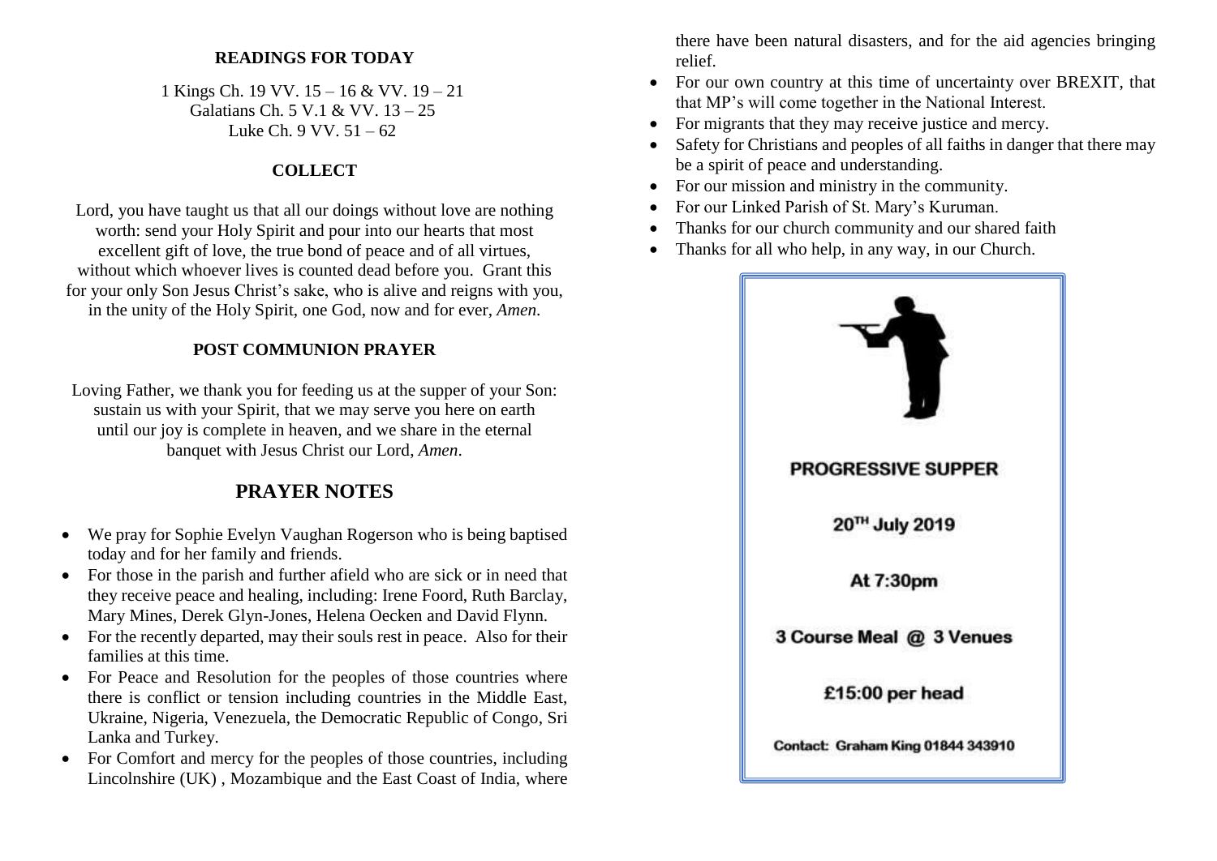**READINGS FOR TODAY**

1 Kings Ch. 19 VV. 15 – 16 & VV. 19 – 21
Galatians Ch. 5 V.1 & VV. 13 – 25
Luke Ch. 9 VV. 51 – 62

**COLLECT**

Lord, you have taught us that all our doings without love are nothing worth: send your Holy Spirit and pour into our hearts that most excellent gift of love, the true bond of peace and of all virtues, without which whoever lives is counted dead before you. Grant this for your only Son Jesus Christ's sake, who is alive and reigns with you, in the unity of the Holy Spirit, one God, now and for ever, *Amen.*

**POST COMMUNION PRAYER**

Loving Father, we thank you for feeding us at the supper of your Son: sustain us with your Spirit, that we may serve you here on earth until our joy is complete in heaven, and we share in the eternal banquet with Jesus Christ our Lord, *Amen*.

## PRAYER NOTES

- We pray for Sophie Evelyn Vaughan Rogerson who is being baptised today and for her family and friends.
- For those in the parish and further afield who are sick or in need that they receive peace and healing, including: Irene Foord, Ruth Barclay, Mary Mines, Derek Glyn-Jones, Helena Oecken and David Flynn.
- For the recently departed, may their souls rest in peace. Also for their families at this time.
- For Peace and Resolution for the peoples of those countries where there is conflict or tension including countries in the Middle East, Ukraine, Nigeria, Venezuela, the Democratic Republic of Congo, Sri Lanka and Turkey.
- For Comfort and mercy for the peoples of those countries, including Lincolnshire (UK) , Mozambique and the East Coast of India, where there have been natural disasters, and for the aid agencies bringing relief.
- For our own country at this time of uncertainty over BREXIT, that that MP's will come together in the National Interest.
- For migrants that they may receive justice and mercy.
- Safety for Christians and peoples of all faiths in danger that there may be a spirit of peace and understanding.
- For our mission and ministry in the community.
- For our Linked Parish of St. Mary's Kuruman.
- Thanks for our church community and our shared faith
- Thanks for all who help, in any way, in our Church.

**PROGRESSIVE SUPPER**

**20TH July 2019**

**At 7:30pm**

**3 Course Meal @ 3 Venues**

**£15:00 per head**

**Contact: Graham King 01844 343910**